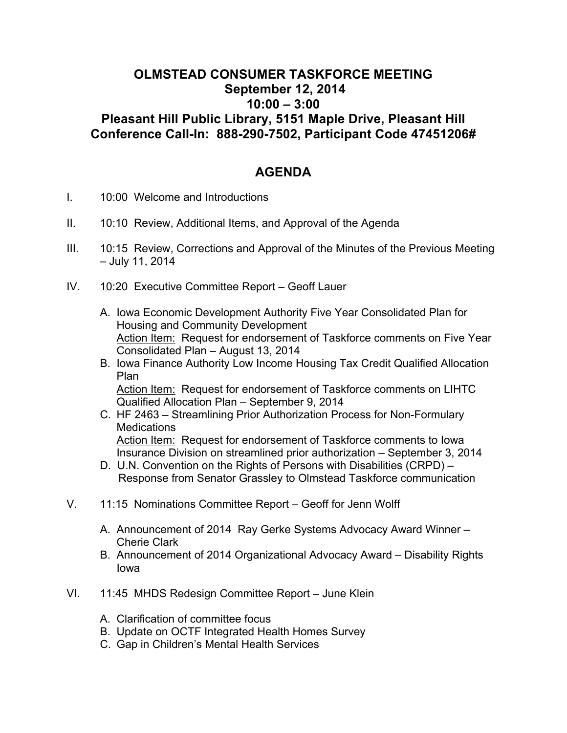# OLMSTEAD CONSUMER TASKFORCE MEETING
## September 12, 2014
## 10:00 – 3:00
## Pleasant Hill Public Library, 5151 Maple Drive, Pleasant Hill
## Conference Call-In: 888-290-7502, Participant Code 47451206#

## AGENDA

I. 10:00 Welcome and Introductions

II. 10:10 Review, Additional Items, and Approval of the Agenda

III. 10:15 Review, Corrections and Approval of the Minutes of the Previous Meeting – July 11, 2014

IV. 10:20 Executive Committee Report – Geoff Lauer

   A. Iowa Economic Development Authority Five Year Consolidated Plan for Housing and Community Development
      Action Item: Request for endorsement of Taskforce comments on Five Year Consolidated Plan – August 13, 2014
   B. Iowa Finance Authority Low Income Housing Tax Credit Qualified Allocation Plan
      Action Item: Request for endorsement of Taskforce comments on LIHTC Qualified Allocation Plan – September 9, 2014
   C. HF 2463 – Streamlining Prior Authorization Process for Non-Formulary Medications
      Action Item: Request for endorsement of Taskforce comments to Iowa Insurance Division on streamlined prior authorization – September 3, 2014
   D. U.N. Convention on the Rights of Persons with Disabilities (CRPD) – Response from Senator Grassley to Olmstead Taskforce communication

V. 11:15 Nominations Committee Report – Geoff for Jenn Wolff

   A. Announcement of 2014 Ray Gerke Systems Advocacy Award Winner – Cherie Clark
   B. Announcement of 2014 Organizational Advocacy Award – Disability Rights Iowa

VI. 11:45 MHDS Redesign Committee Report – June Klein

   A. Clarification of committee focus
   B. Update on OCTF Integrated Health Homes Survey
   C. Gap in Children's Mental Health Services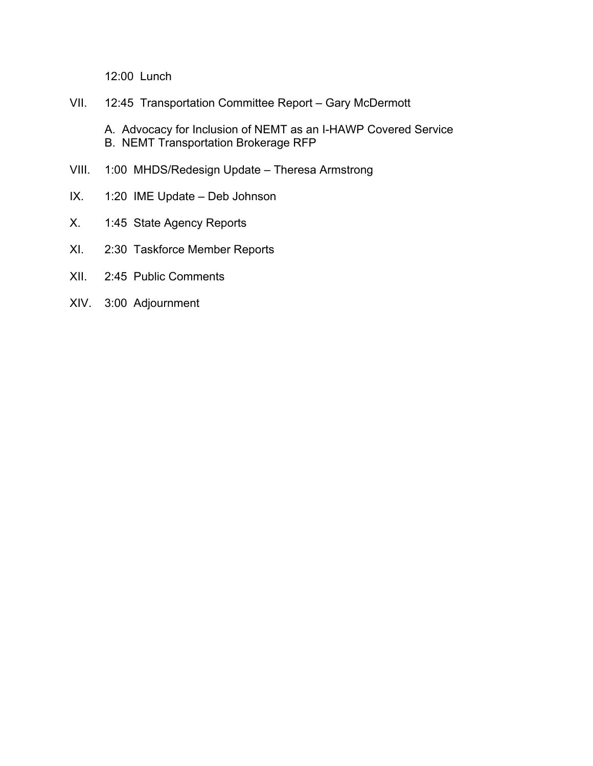12:00 Lunch

VII. 12:45 Transportation Committee Report – Gary McDermott

A. Advocacy for Inclusion of NEMT as an I-HAWP Covered Service
B. NEMT Transportation Brokerage RFP

VIII. 1:00 MHDS/Redesign Update – Theresa Armstrong

IX. 1:20 IME Update – Deb Johnson

X. 1:45 State Agency Reports

XI. 2:30 Taskforce Member Reports

XII. 2:45 Public Comments

XIV. 3:00 Adjournment